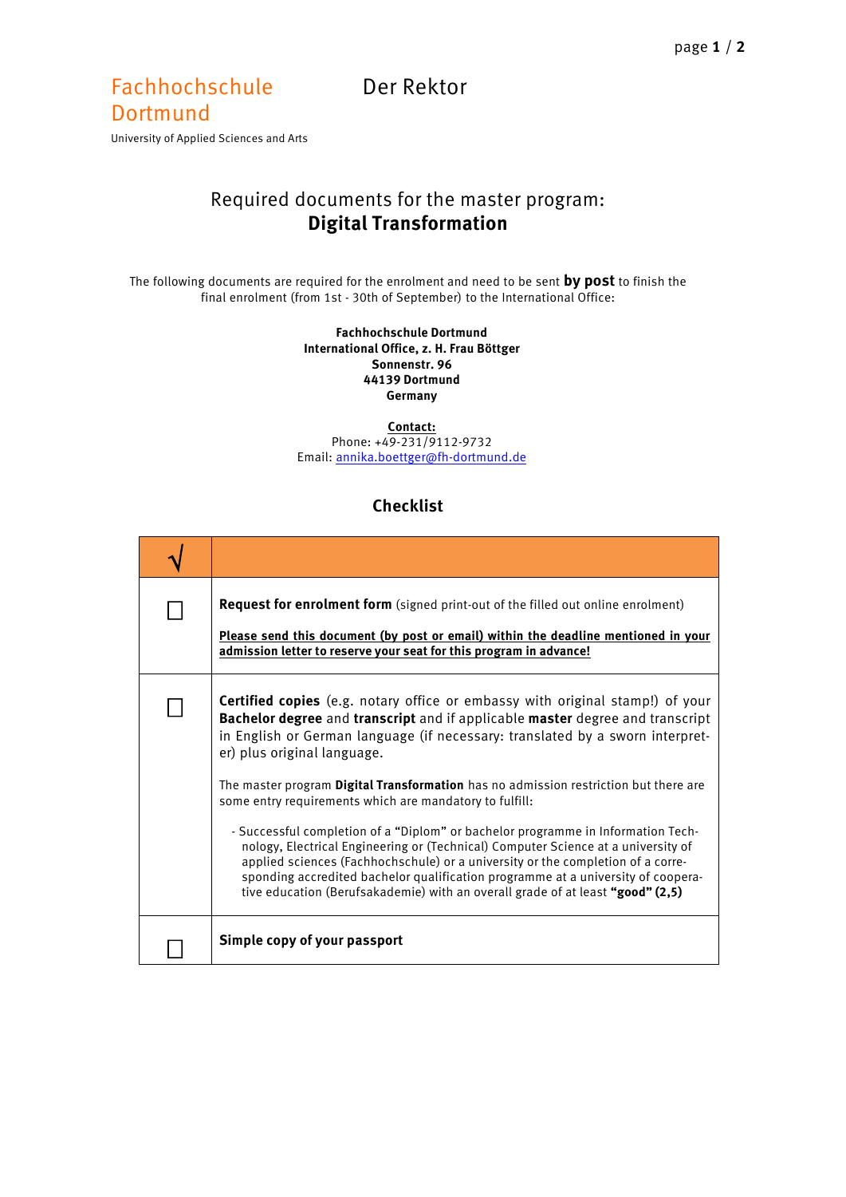Fachhochschule Dortmund

University of Applied Sciences and Arts

Der Rektor

# Required documents for the master program: **Digital Transformation**

The following documents are required for the enrolment and need to be sent **by post** to finish the final enrolment (from 1st - 30th of September) to the International Office:

**Fachhochschule Dortmund**
**International Office, z. H. Frau Böttger**
**Sonnenstr. 96**
**44139 Dortmund**
**Germany**

**Contact:**
Phone: +49-231/9112-9732
Email: annika.boettger@fh-dortmund.de

## Checklist

| √ | |
|---|---|
| ☐ | **Request for enrolment form** (signed print-out of the filled out online enrolment)<br><br>**Please send this document (by post or email) within the deadline mentioned in your admission letter to reserve your seat for this program in advance!** |
| ☐ | **Certified copies** (e.g. notary office or embassy with original stamp!) of your **Bachelor degree** and **transcript** and if applicable **master** degree and transcript in English or German language (if necessary: translated by a sworn interpreter) plus original language.<br><br>The master program **Digital Transformation** has no admission restriction but there are some entry requirements which are mandatory to fulfill:<br><br>- Successful completion of a "Diplom" or bachelor programme in Information Technology, Electrical Engineering or (Technical) Computer Science at a university of applied sciences (Fachhochschule) or a university or the completion of a corresponding accredited bachelor qualification programme at a university of cooperative education (Berufsakademie) with an overall grade of at least **"good" (2,5)** |
| ☐ | **Simple copy of your passport** |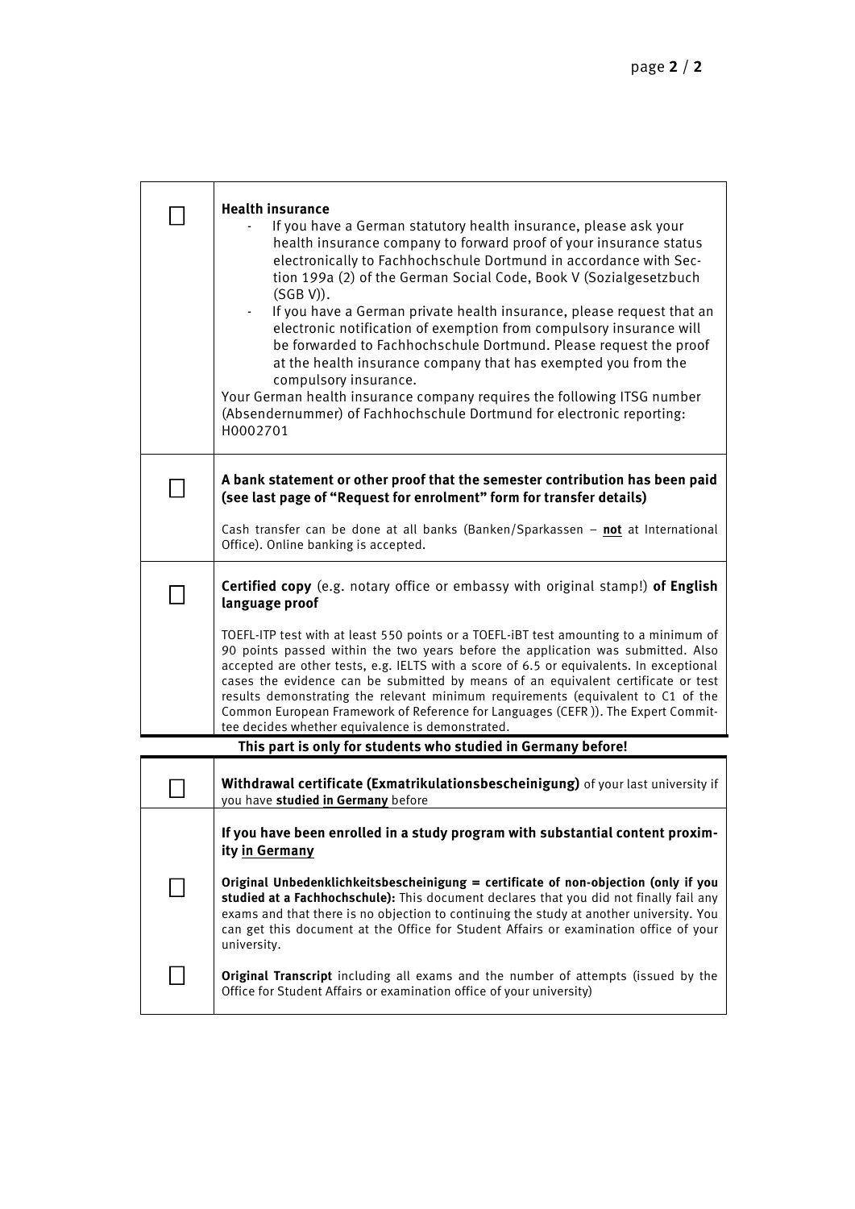| | |
|---|---|
| ☐ | **Health insurance**<br>- If you have a German statutory health insurance, please ask your health insurance company to forward proof of your insurance status electronically to Fachhochschule Dortmund in accordance with Section 199a (2) of the German Social Code, Book V (Sozialgesetzbuch (SGB V)).<br>- If you have a German private health insurance, please request that an electronic notification of exemption from compulsory insurance will be forwarded to Fachhochschule Dortmund. Please request the proof at the health insurance company that has exempted you from the compulsory insurance.<br>Your German health insurance company requires the following ITSG number (Absendernummer) of Fachhochschule Dortmund for electronic reporting: H0002701 |
| ☐ | **A bank statement or other proof that the semester contribution has been paid (see last page of "Request for enrolment" form for transfer details)**<br><br>Cash transfer can be done at all banks (Banken/Sparkassen – **not** at International Office). Online banking is accepted. |
| ☐ | **Certified copy** (e.g. notary office or embassy with original stamp!) **of English language proof**<br><br>TOEFL-ITP test with at least 550 points or a TOEFL-iBT test amounting to a minimum of 90 points passed within the two years before the application was submitted. Also accepted are other tests, e.g. IELTS with a score of 6.5 or equivalents. In exceptional cases the evidence can be submitted by means of an equivalent certificate or test results demonstrating the relevant minimum requirements (equivalent to C1 of the Common European Framework of Reference for Languages (CEFR )). The Expert Committee decides whether equivalence is demonstrated. |

**This part is only for students who studied in Germany before!**

| | |
|---|---|
| ☐ | **Withdrawal certificate (Exmatrikulationsbescheinigung)** of your last university if you have **studied in Germany** before |
| | **If you have been enrolled in a study program with substantial content proximity in Germany** |
| ☐ | **Original Unbedenklichkeitsbescheinigung = certificate of non-objection (only if you studied at a Fachhochschule):** This document declares that you did not finally fail any exams and that there is no objection to continuing the study at another university. You can get this document at the Office for Student Affairs or examination office of your university. |
| ☐ | **Original Transcript** including all exams and the number of attempts (issued by the Office for Student Affairs or examination office of your university) |